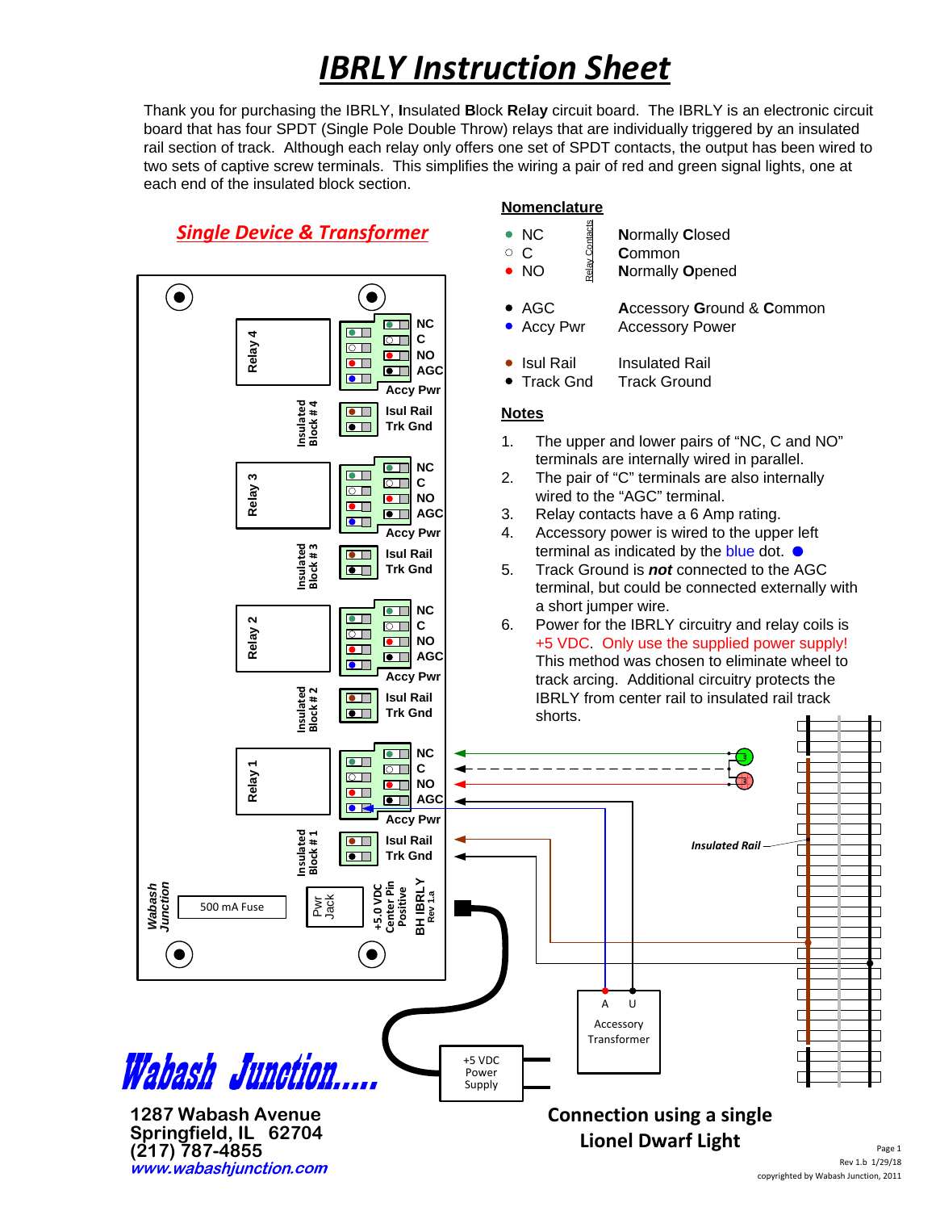# IBRLY Instruction Sheet

Thank you for purchasing the IBRLY, **I**nsulated **B**lock **R**e**l**a**y** circuit board. The IBRLY is an electronic circuit board that has four SPDT (Single Pole Double Throw) relays that are individually triggered by an insulated rail section of track. Although each relay only offers one set of SPDT contacts, the output has been wired to two sets of captive screw terminals. This simplifies the wiring a pair of red and green signal lights, one at each end of the insulated block section.

## Single Device & Transformer

## Nomenclature

| | | |
|---|---|---|
| NC | Relay Contacts | **N**ormally **C**losed |
| C | | **C**ommon |
| NO | | **N**ormally **O**pened |
| AGC | | **A**ccessory **G**round & **C**ommon |
| Accy Pwr | | **A**ccessory Power |
| Isul Rail | | Insulated Rail |
| Track Gnd | | Track Ground |

## Notes

1. The upper and lower pairs of "NC, C and NO" terminals are internally wired in parallel.
2. The pair of "C" terminals are also internally wired to the "AGC" terminal.
3. Relay contacts have a 6 Amp rating.
4. Accessory power is wired to the upper left terminal as indicated by the blue dot.
5. Track Ground is ***not*** connected to the AGC terminal, but could be connected externally with a short jumper wire.
6. Power for the IBRLY circuitry and relay coils is +5 VDC. Only use the supplied power supply! This method was chosen to eliminate wheel to track arcing. Additional circuitry protects the IBRLY from center rail to insulated rail track shorts.

Relay 4 — NC, C, NO, AGC, Accy Pwr — Insulated Block # 4 — Isul Rail, Trk Gnd

Relay 3 — NC, C, NO, AGC, Accy Pwr — Insulated Block # 3 — Isul Rail, Trk Gnd

Relay 2 — NC, C, NO, AGC, Accy Pwr — Insulated Block # 2 — Isul Rail, Trk Gnd

Relay 1 — NC, C, NO, AGC, Accy Pwr — Insulated Block # 1 — Isul Rail, Trk Gnd

Wabash Junction — 500 mA Fuse — Pwr Jack — +5.0 VDC Center Pin Positive — BH IBRLY Rev 1.a

Insulated Rail

A U Accessory Transformer

+5 VDC Power Supply

**Connection using a single Lionel Dwarf Light**

Wabash Junction.....

**1287 Wabash Avenue**
**Springfield, IL 62704**
**(217) 787-4855**
***www.wabashjunction.com***

Rev 1.b 1/29/18

copyrighted by Wabash Junction, 2011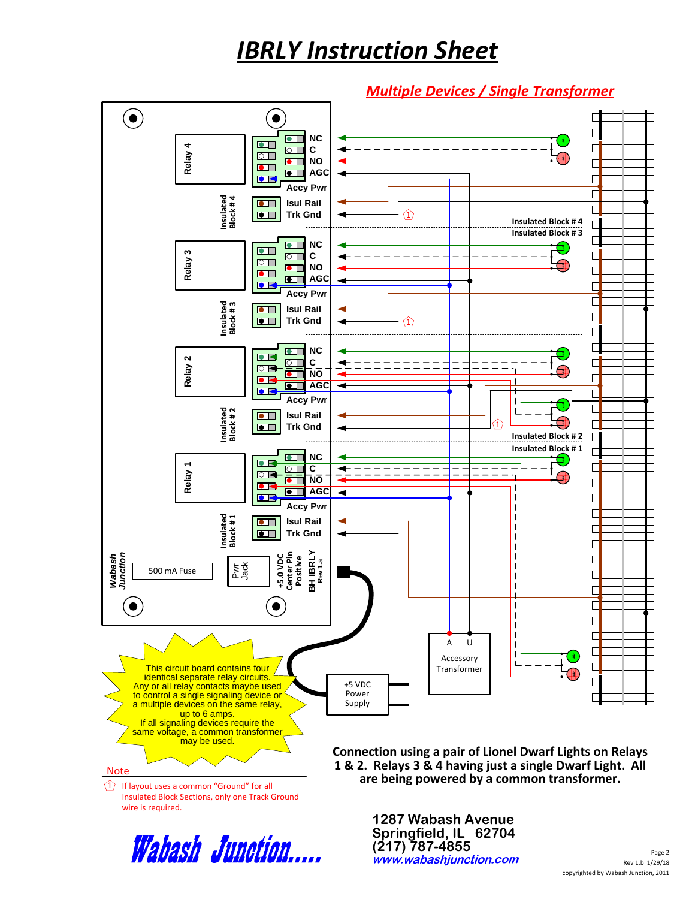# IBRLY Instruction Sheet

## Multiple Devices / Single Transformer

Relay 4 — NC, C, NO, AGC, Accy Pwr
Insulated Block # 4 — Isul Rail, Trk Gnd

Relay 3 — NC, C, NO, AGC, Accy Pwr
Insulated Block # 3 — Isul Rail, Trk Gnd

Relay 2 — NC, C, NO, AGC, Accy Pwr
Insulated Block # 2 — Isul Rail, Trk Gnd

Relay 1 — NC, C, NO, AGC, Accy Pwr
Insulated Block # 1 — Isul Rail, Trk Gnd

Insulated Block # 4
Insulated Block # 3
Insulated Block # 2
Insulated Block # 1

Wabash Junction

500 mA Fuse

Pwr Jack

+5.0 VDC Center Pin Positive

BH IBRLY Rev 1.a

Accessory Transformer (A, U)

+5 VDC Power Supply

This circuit board contains four identical separate relay circuits. Any or all relay contacts maybe used to control a single signaling device or a multiple devices on the same relay, up to 6 amps. If all signaling devices require the same voltage, a common transformer may be used.

**Connection using a pair of Lionel Dwarf Lights on Relays 1 & 2. Relays 3 & 4 having just a single Dwarf Light. All are being powered by a common transformer.**

Note

1. If layout uses a common "Ground" for all Insulated Block Sections, only one Track Ground wire is required.

Wabash Junction....

**1287 Wabash Avenue**
**Springfield, IL 62704**
**(217) 787-4855**
***www.wabashjunction.com***

Rev 1.b 1/29/18

copyrighted by Wabash Junction, 2011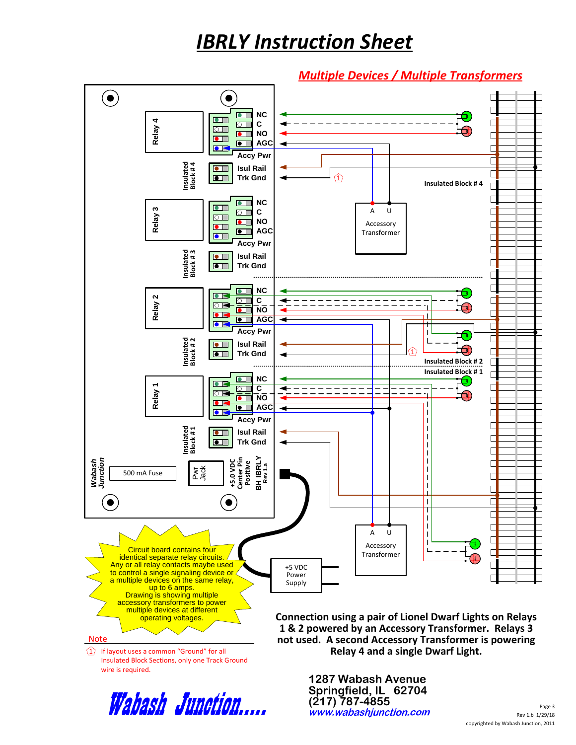# IBRLY Instruction Sheet

## Multiple Devices / Multiple Transformers

Relay 4 — NC, C, NO, AGC, Accy Pwr

Insulated Block # 4 — Isul Rail, Trk Gnd

Relay 3 — NC, C, NO, AGC, Accy Pwr

Insulated Block # 3 — Isul Rail, Trk Gnd

Relay 2 — NC, C, NO, AGC, Accy Pwr

Insulated Block # 2 — Isul Rail, Trk Gnd

Relay 1 — NC, C, NO, AGC, Accy Pwr

Insulated Block # 1 — Isul Rail, Trk Gnd

Wabash Junction

500 mA Fuse

Pwr Jack

+5.0 VDC Center Pin Positive

BH IBRLY Rev 1.a

Accessory Transformer (A, U)

Accessory Transformer (A, U)

+5 VDC Power Supply

Insulated Block # 4

Insulated Block # 2

Insulated Block # 1

Circuit board contains four identical separate relay circuits. Any or all relay contacts maybe used to control a single signaling device or a multiple devices on the same relay, up to 6 amps. Drawing is showing multiple accessory transformers to power multiple devices at different operating voltages.

**Connection using a pair of Lionel Dwarf Lights on Relays 1 & 2 powered by an Accessory Transformer. Relays 3 not used. A second Accessory Transformer is powering Relay 4 and a single Dwarf Light.**

Note

(1) If layout uses a common "Ground" for all Insulated Block Sections, only one Track Ground wire is required.

Wabash Junction....

**1287 Wabash Avenue**
**Springfield, IL 62704**
**(217) 787-4855**
***www.wabashjunction.com***

Rev 1.b 1/29/18

copyrighted by Wabash Junction, 2011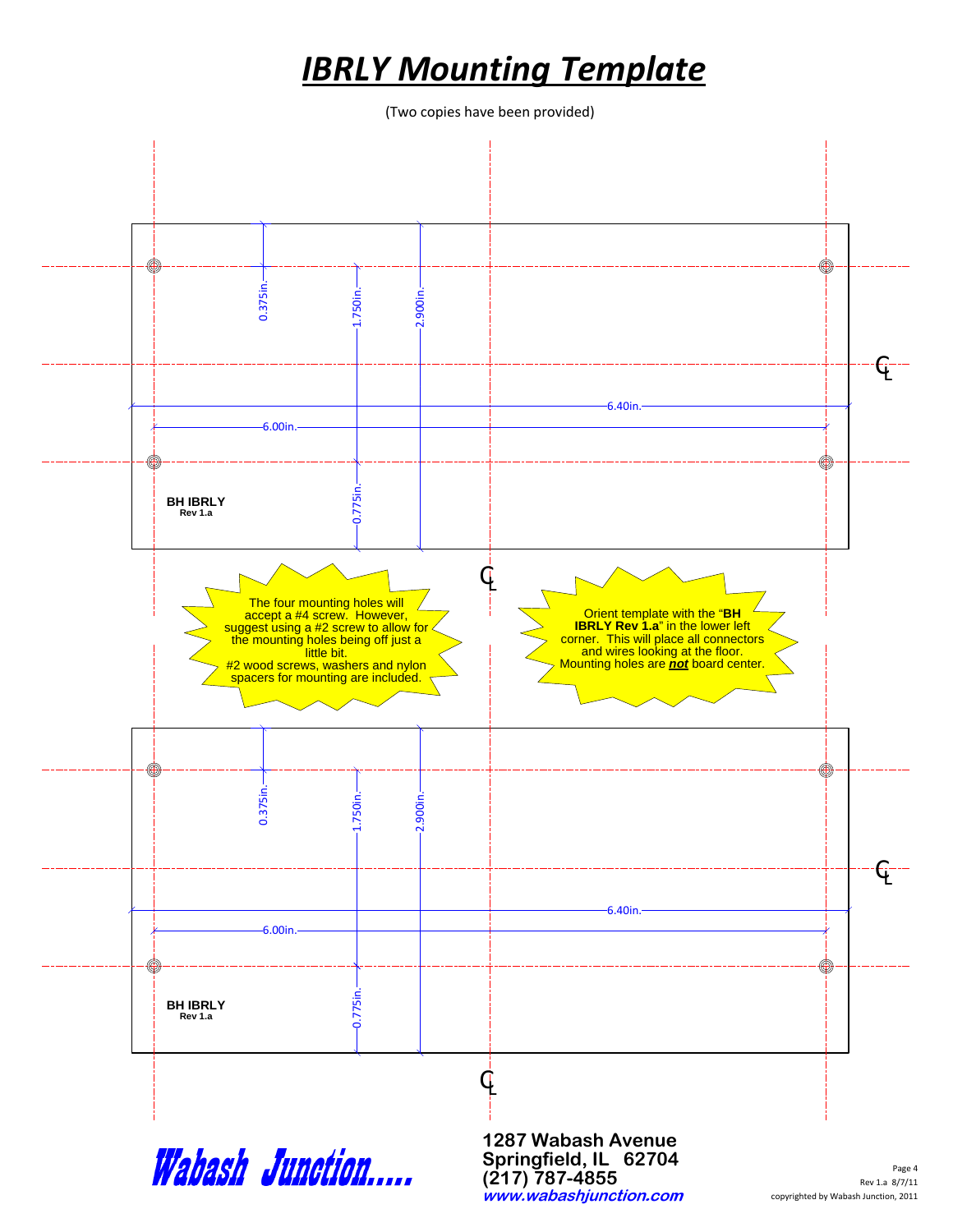# *IBRLY Mounting Template*

(Two copies have been provided)

0.375in.

1.750in.

2.900in.

6.40in.

6.00in.

0.775in.

**BH IBRLY**
**Rev 1.a**

℄

The four mounting holes will accept a #4 screw. However, suggest using a #2 screw to allow for the mounting holes being off just a little bit.
#2 wood screws, washers and nylon spacers for mounting are included.

Orient template with the "**BH IBRLY Rev 1.a**" in the lower left corner. This will place all connectors and wires looking at the floor. Mounting holes are ***not*** board center.

0.375in.

1.750in.

2.900in.

6.40in.

6.00in.

0.775in.

**BH IBRLY**
**Rev 1.a**

℄

Wabash Junction.....

**1287 Wabash Avenue**
**Springfield, IL 62704**
**(217) 787-4855**
***www.wabashjunction.com***

Rev 1.a 8/7/11
copyrighted by Wabash Junction, 2011